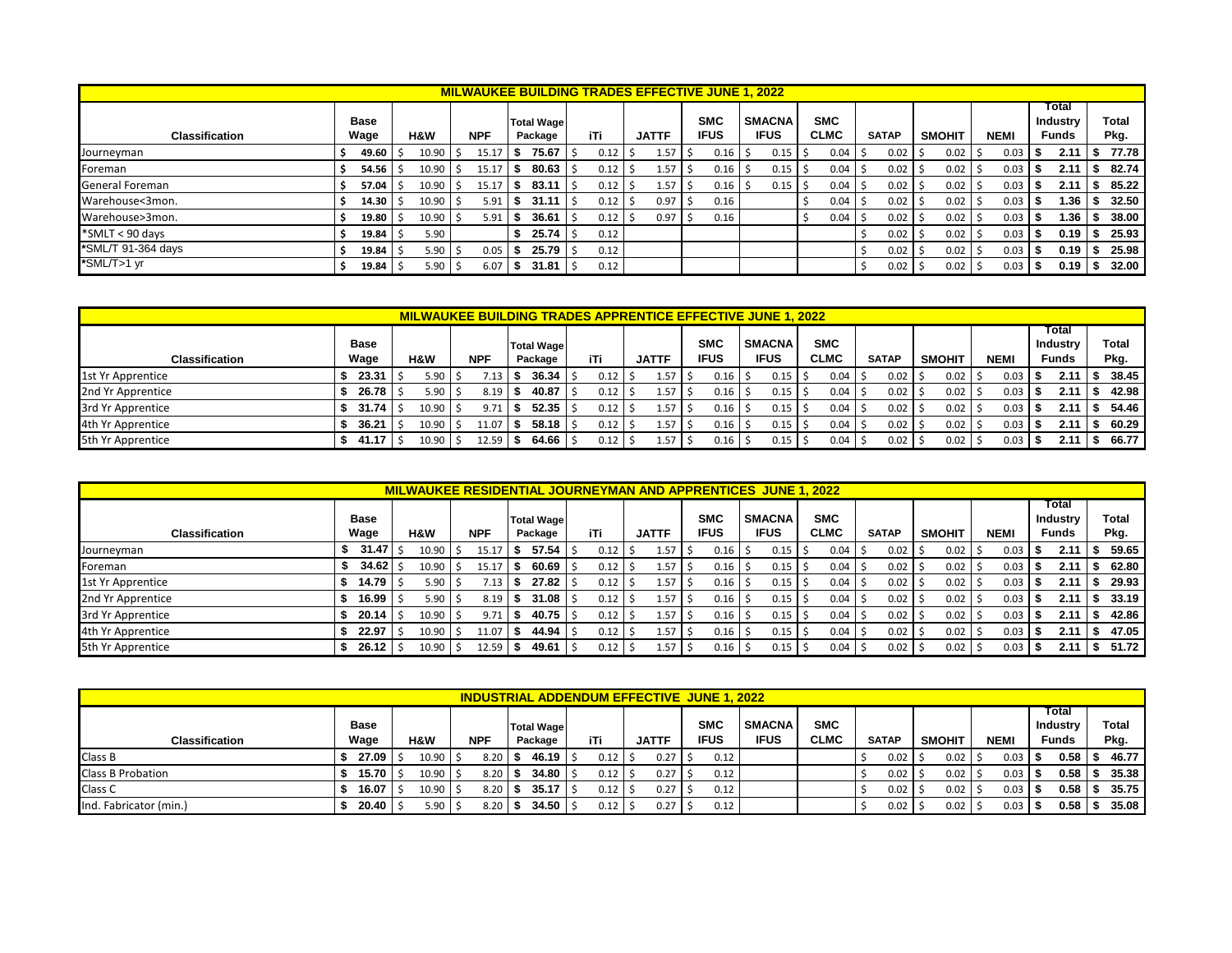| MILWAUKEE BUILDING TRADES EFFECTIVE JUNE 1, 2022 | | | | | | | | | | | | | | | |
|---|---|---|---|---|---|---|---|---|---|---|---|---|---|---|---|
| **Classification** | **Base Wage** | **H&W** | **NPF** | **Total Wage Package** | **iTi** | **JATTF** | **SMC IFUS** | **SMACNA IFUS** | **SMC CLMC** | **SATAP** | **SMOHIT** | **NEMI** | **Total Industry Funds** | **Total Pkg.** |
| Journeyman | $ 49.60 | $ 10.90 | $ 15.17 | $ 75.67 | $ 0.12 | $ 1.57 | $ 0.16 | $ 0.15 | $ 0.04 | $ 0.02 | $ 0.02 | $ 0.03 | $ 2.11 | $ 77.78 |
| Foreman | $ 54.56 | $ 10.90 | $ 15.17 | $ 80.63 | $ 0.12 | $ 1.57 | $ 0.16 | $ 0.15 | $ 0.04 | $ 0.02 | $ 0.02 | $ 0.03 | $ 2.11 | $ 82.74 |
| General Foreman | $ 57.04 | $ 10.90 | $ 15.17 | $ 83.11 | $ 0.12 | $ 1.57 | $ 0.16 | $ 0.15 | $ 0.04 | $ 0.02 | $ 0.02 | $ 0.03 | $ 2.11 | $ 85.22 |
| Warehouse<3mon. | $ 14.30 | $ 10.90 | $ 5.91 | $ 31.11 | $ 0.12 | $ 0.97 | $ 0.16 | | $ 0.04 | $ 0.02 | $ 0.02 | $ 0.03 | $ 1.36 | $ 32.50 |
| Warehouse>3mon. | $ 19.80 | $ 10.90 | $ 5.91 | $ 36.61 | $ 0.12 | $ 0.97 | $ 0.16 | | $ 0.04 | $ 0.02 | $ 0.02 | $ 0.03 | $ 1.36 | $ 38.00 |
| *SMLT < 90 days | $ 19.84 | $ 5.90 | | $ 25.74 | $ 0.12 | | | | | $ 0.02 | $ 0.02 | $ 0.03 | $ 0.19 | $ 25.93 |
| *SML/T 91-364 days | $ 19.84 | $ 5.90 | $ 0.05 | $ 25.79 | $ 0.12 | | | | | $ 0.02 | $ 0.02 | $ 0.03 | $ 0.19 | $ 25.98 |
| *SML/T>1 yr | $ 19.84 | $ 5.90 | $ 6.07 | $ 31.81 | $ 0.12 | | | | | $ 0.02 | $ 0.02 | $ 0.03 | $ 0.19 | $ 32.00 |

| MILWAUKEE BUILDING TRADES APPRENTICE EFFECTIVE JUNE 1, 2022 | | | | | | | | | | | | | | |
|---|---|---|---|---|---|---|---|---|---|---|---|---|---|---|
| **Classification** | **Base Wage** | **H&W** | **NPF** | **Total Wage Package** | **iTi** | **JATTF** | **SMC IFUS** | **SMACNA IFUS** | **SMC CLMC** | **SATAP** | **SMOHIT** | **NEMI** | **Total Industry Funds** | **Total Pkg.** |
| 1st Yr Apprentice | $ 23.31 | $ 5.90 | $ 7.13 | $ 36.34 | $ 0.12 | $ 1.57 | $ 0.16 | $ 0.15 | $ 0.04 | $ 0.02 | $ 0.02 | $ 0.03 | $ 2.11 | $ 38.45 |
| 2nd Yr Apprentice | $ 26.78 | $ 5.90 | $ 8.19 | $ 40.87 | $ 0.12 | $ 1.57 | $ 0.16 | $ 0.15 | $ 0.04 | $ 0.02 | $ 0.02 | $ 0.03 | $ 2.11 | $ 42.98 |
| 3rd Yr Apprentice | $ 31.74 | $ 10.90 | $ 9.71 | $ 52.35 | $ 0.12 | $ 1.57 | $ 0.16 | $ 0.15 | $ 0.04 | $ 0.02 | $ 0.02 | $ 0.03 | $ 2.11 | $ 54.46 |
| 4th Yr Apprentice | $ 36.21 | $ 10.90 | $ 11.07 | $ 58.18 | $ 0.12 | $ 1.57 | $ 0.16 | $ 0.15 | $ 0.04 | $ 0.02 | $ 0.02 | $ 0.03 | $ 2.11 | $ 60.29 |
| 5th Yr Apprentice | $ 41.17 | $ 10.90 | $ 12.59 | $ 64.66 | $ 0.12 | $ 1.57 | $ 0.16 | $ 0.15 | $ 0.04 | $ 0.02 | $ 0.02 | $ 0.03 | $ 2.11 | $ 66.77 |

| MILWAUKEE RESIDENTIAL JOURNEYMAN AND APPRENTICES JUNE 1, 2022 | | | | | | | | | | | | | | |
|---|---|---|---|---|---|---|---|---|---|---|---|---|---|---|
| **Classification** | **Base Wage** | **H&W** | **NPF** | **Total Wage Package** | **iTi** | **JATTF** | **SMC IFUS** | **SMACNA IFUS** | **SMC CLMC** | **SATAP** | **SMOHIT** | **NEMI** | **Total Industry Funds** | **Total Pkg.** |
| Journeyman | $ 31.47 | $ 10.90 | $ 15.17 | $ 57.54 | $ 0.12 | $ 1.57 | $ 0.16 | $ 0.15 | $ 0.04 | $ 0.02 | $ 0.02 | $ 0.03 | $ 2.11 | $ 59.65 |
| Foreman | $ 34.62 | $ 10.90 | $ 15.17 | $ 60.69 | $ 0.12 | $ 1.57 | $ 0.16 | $ 0.15 | $ 0.04 | $ 0.02 | $ 0.02 | $ 0.03 | $ 2.11 | $ 62.80 |
| 1st Yr Apprentice | $ 14.79 | $ 5.90 | $ 7.13 | $ 27.82 | $ 0.12 | $ 1.57 | $ 0.16 | $ 0.15 | $ 0.04 | $ 0.02 | $ 0.02 | $ 0.03 | $ 2.11 | $ 29.93 |
| 2nd Yr Apprentice | $ 16.99 | $ 5.90 | $ 8.19 | $ 31.08 | $ 0.12 | $ 1.57 | $ 0.16 | $ 0.15 | $ 0.04 | $ 0.02 | $ 0.02 | $ 0.03 | $ 2.11 | $ 33.19 |
| 3rd Yr Apprentice | $ 20.14 | $ 10.90 | $ 9.71 | $ 40.75 | $ 0.12 | $ 1.57 | $ 0.16 | $ 0.15 | $ 0.04 | $ 0.02 | $ 0.02 | $ 0.03 | $ 2.11 | $ 42.86 |
| 4th Yr Apprentice | $ 22.97 | $ 10.90 | $ 11.07 | $ 44.94 | $ 0.12 | $ 1.57 | $ 0.16 | $ 0.15 | $ 0.04 | $ 0.02 | $ 0.02 | $ 0.03 | $ 2.11 | $ 47.05 |
| 5th Yr Apprentice | $ 26.12 | $ 10.90 | $ 12.59 | $ 49.61 | $ 0.12 | $ 1.57 | $ 0.16 | $ 0.15 | $ 0.04 | $ 0.02 | $ 0.02 | $ 0.03 | $ 2.11 | $ 51.72 |

| INDUSTRIAL ADDENDUM EFFECTIVE JUNE 1, 2022 | | | | | | | | | | | | | | |
|---|---|---|---|---|---|---|---|---|---|---|---|---|---|---|
| **Classification** | **Base Wage** | **H&W** | **NPF** | **Total Wage Package** | **iTi** | **JATTF** | **SMC IFUS** | **SMACNA IFUS** | **SMC CLMC** | **SATAP** | **SMOHIT** | **NEMI** | **Total Industry Funds** | **Total Pkg.** |
| Class B | $ 27.09 | $ 10.90 | $ 8.20 | $ 46.19 | $ 0.12 | $ 0.27 | $ 0.12 | | | $ 0.02 | $ 0.02 | $ 0.03 | $ 0.58 | $ 46.77 |
| Class B Probation | $ 15.70 | $ 10.90 | $ 8.20 | $ 34.80 | $ 0.12 | $ 0.27 | $ 0.12 | | | $ 0.02 | $ 0.02 | $ 0.03 | $ 0.58 | $ 35.38 |
| Class C | $ 16.07 | $ 10.90 | $ 8.20 | $ 35.17 | $ 0.12 | $ 0.27 | $ 0.12 | | | $ 0.02 | $ 0.02 | $ 0.03 | $ 0.58 | $ 35.75 |
| Ind. Fabricator (min.) | $ 20.40 | $ 5.90 | $ 8.20 | $ 34.50 | $ 0.12 | $ 0.27 | $ 0.12 | | | $ 0.02 | $ 0.02 | $ 0.03 | $ 0.58 | $ 35.08 |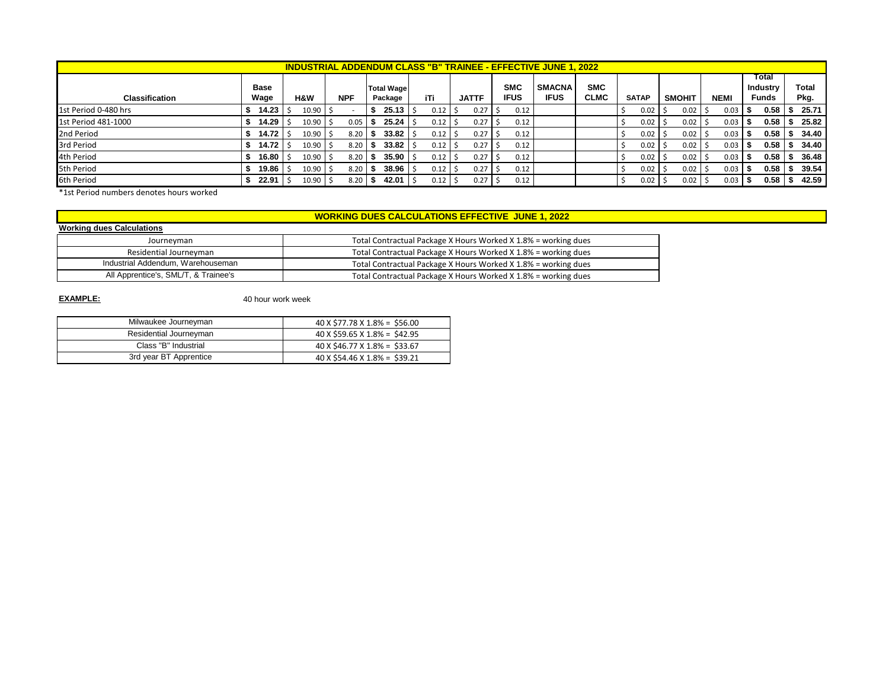## INDUSTRIAL ADDENDUM CLASS "B" TRAINEE - EFFECTIVE JUNE 1, 2022

| Classification | Base Wage | H&W | NPF | Total Wage Package | iTi | JATTF | SMC IFUS | SMACNA IFUS | SMC CLMC | SATAP | SMOHIT | NEMI | Total Industry Funds | Total Pkg. |
|---|---|---|---|---|---|---|---|---|---|---|---|---|---|---|
| 1st Period 0-480 hrs | $ 14.23 | $ 10.90 | $ - | $ 25.13 | $ 0.12 | $ 0.27 | $ 0.12 | | | $ 0.02 | $ 0.02 | $ 0.03 | $ 0.58 | $ 25.71 |
| 1st Period 481-1000 | $ 14.29 | $ 10.90 | $ 0.05 | $ 25.24 | $ 0.12 | $ 0.27 | $ 0.12 | | | $ 0.02 | $ 0.02 | $ 0.03 | $ 0.58 | $ 25.82 |
| 2nd Period | $ 14.72 | $ 10.90 | $ 8.20 | $ 33.82 | $ 0.12 | $ 0.27 | $ 0.12 | | | $ 0.02 | $ 0.02 | $ 0.03 | $ 0.58 | $ 34.40 |
| 3rd Period | $ 14.72 | $ 10.90 | $ 8.20 | $ 33.82 | $ 0.12 | $ 0.27 | $ 0.12 | | | $ 0.02 | $ 0.02 | $ 0.03 | $ 0.58 | $ 34.40 |
| 4th Period | $ 16.80 | $ 10.90 | $ 8.20 | $ 35.90 | $ 0.12 | $ 0.27 | $ 0.12 | | | $ 0.02 | $ 0.02 | $ 0.03 | $ 0.58 | $ 36.48 |
| 5th Period | $ 19.86 | $ 10.90 | $ 8.20 | $ 38.96 | $ 0.12 | $ 0.27 | $ 0.12 | | | $ 0.02 | $ 0.02 | $ 0.03 | $ 0.58 | $ 39.54 |
| 6th Period | $ 22.91 | $ 10.90 | $ 8.20 | $ 42.01 | $ 0.12 | $ 0.27 | $ 0.12 | | | $ 0.02 | $ 0.02 | $ 0.03 | $ 0.58 | $ 42.59 |

*1st Period numbers denotes hours worked

## WORKING DUES CALCULATIONS EFFECTIVE JUNE 1, 2022

**Working dues Calculations**

| | |
|---|---|
| Journeyman | Total Contractual Package X Hours Worked X 1.8% = working dues |
| Residential Journeyman | Total Contractual Package X Hours Worked X 1.8% = working dues |
| Industrial Addendum, Warehouseman | Total Contractual Package X Hours Worked X 1.8% = working dues |
| All Apprentice's, SML/T, & Trainee's | Total Contractual Package X Hours Worked X 1.8% = working dues |

**EXAMPLE:** 40 hour work week

| | |
|---|---|
| Milwaukee Journeyman | 40 X $77.78 X 1.8% = $56.00 |
| Residential Journeyman | 40 X $59.65 X 1.8% = $42.95 |
| Class "B" Industrial | 40 X $46.77 X 1.8% = $33.67 |
| 3rd year BT Apprentice | 40 X $54.46 X 1.8% = $39.21 |